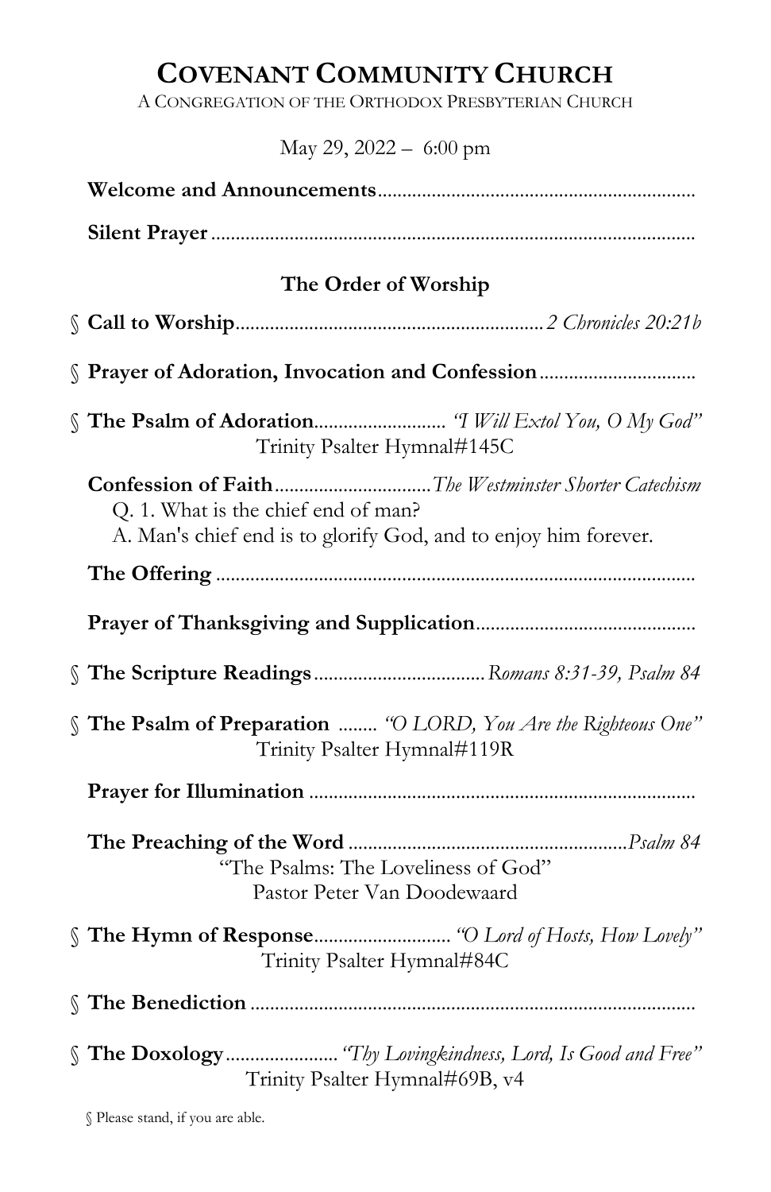# **COVENANT COMMUNITY CHURCH**

A CONGREGATION OF THE ORTHODOX PRESBYTERIAN CHURCH

May 29, 2022 – 6:00 pm

**Welcome and Announcements**

**Silent Prayer**

## The Order of Worship

§ **Call to Worship** ... *2 Chronicles 20:21b*

§ **Prayer of Adoration, Invocation and Confession**

§ **The Psalm of Adoration** ... *"I Will Extol You, O My God"*
Trinity Psalter Hymnal#145C

**Confession of Faith** ... *The Westminster Shorter Catechism*
Q. 1. What is the chief end of man?
A. Man's chief end is to glorify God, and to enjoy him forever.

**The Offering**

**Prayer of Thanksgiving and Supplication**

§ **The Scripture Readings** ... *Romans 8:31-39, Psalm 84*

§ **The Psalm of Preparation** ... *"O LORD, You Are the Righteous One"*
Trinity Psalter Hymnal#119R

**Prayer for Illumination**

**The Preaching of the Word** ... *Psalm 84*
"The Psalms: The Loveliness of God"
Pastor Peter Van Doodewaard

§ **The Hymn of Response** ... *"O Lord of Hosts, How Lovely"*
Trinity Psalter Hymnal#84C

§ **The Benediction**

§ **The Doxology** ... *"Thy Lovingkindness, Lord, Is Good and Free"*
Trinity Psalter Hymnal#69B, v4

§ Please stand, if you are able.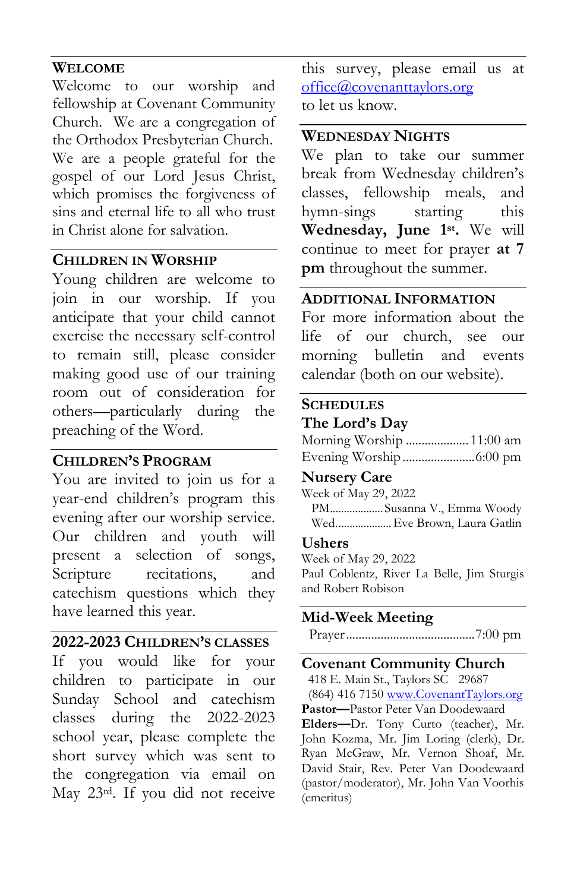## Welcome

Welcome to our worship and fellowship at Covenant Community Church. We are a congregation of the Orthodox Presbyterian Church. We are a people grateful for the gospel of our Lord Jesus Christ, which promises the forgiveness of sins and eternal life to all who trust in Christ alone for salvation.

## Children in Worship

Young children are welcome to join in our worship. If you anticipate that your child cannot exercise the necessary self-control to remain still, please consider making good use of our training room out of consideration for others—particularly during the preaching of the Word.

## Children's Program

You are invited to join us for a year-end children's program this evening after our worship service. Our children and youth will present a selection of songs, Scripture recitations, and catechism questions which they have learned this year.

## 2022-2023 Children's Classes

If you would like for your children to participate in our Sunday School and catechism classes during the 2022-2023 school year, please complete the short survey which was sent to the congregation via email on May 23rd. If you did not receive this survey, please email us at office@covenanttaylors.org to let us know.

## Wednesday Nights

We plan to take our summer break from Wednesday children's classes, fellowship meals, and hymn-sings starting this **Wednesday, June 1st.** We will continue to meet for prayer **at 7 pm** throughout the summer.

## Additional Information

For more information about the life of our church, see our morning bulletin and events calendar (both on our website).

## Schedules

### The Lord's Day

Morning Worship .................... 11:00 am
Evening Worship ....................... 6:00 pm

### Nursery Care

Week of May 29, 2022
PM.................. Susanna V., Emma Woody
Wed.................. Eve Brown, Laura Gatlin

### Ushers

Week of May 29, 2022
Paul Coblentz, River La Belle, Jim Sturgis and Robert Robison

### Mid-Week Meeting

Prayer ........................................ 7:00 pm

### Covenant Community Church

418 E. Main St., Taylors SC 29687
(864) 416 7150 www.CovenantTaylors.org

**Pastor—**Pastor Peter Van Doodewaard

**Elders—**Dr. Tony Curto (teacher), Mr. John Kozma, Mr. Jim Loring (clerk), Dr. Ryan McGraw, Mr. Vernon Shoaf, Mr. David Stair, Rev. Peter Van Doodewaard (pastor/moderator), Mr. John Van Voorhis (emeritus)